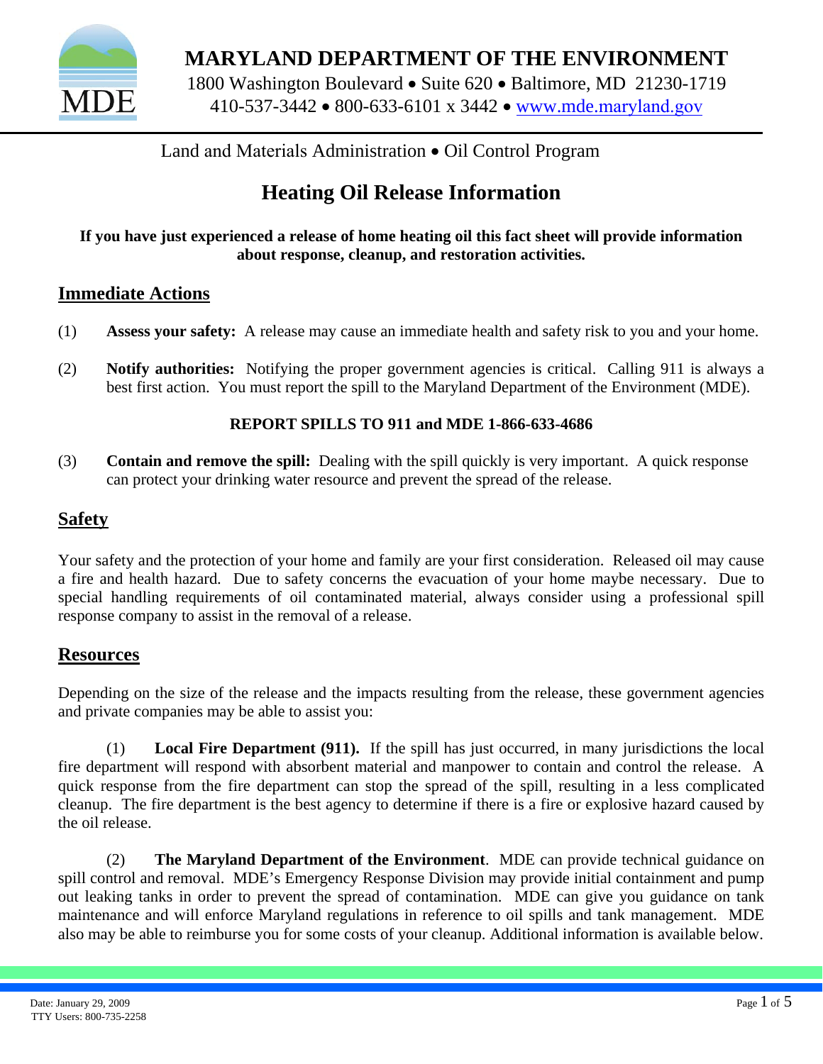# MARYLAND DEPARTMENT OF THE ENVIRONMENT

1800 Washington Boulevard • Suite 620 • Baltimore, MD 21230-1719
410-537-3442 • 800-633-6101 x 3442 • www.mde.maryland.gov

Land and Materials Administration • Oil Control Program

## Heating Oil Release Information

**If you have just experienced a release of home heating oil this fact sheet will provide information about response, cleanup, and restoration activities.**

### Immediate Actions

(1) **Assess your safety:** A release may cause an immediate health and safety risk to you and your home.

(2) **Notify authorities:** Notifying the proper government agencies is critical. Calling 911 is always a best first action. You must report the spill to the Maryland Department of the Environment (MDE).

**REPORT SPILLS TO 911 and MDE 1-866-633-4686**

(3) **Contain and remove the spill:** Dealing with the spill quickly is very important. A quick response can protect your drinking water resource and prevent the spread of the release.

### Safety

Your safety and the protection of your home and family are your first consideration. Released oil may cause a fire and health hazard. Due to safety concerns the evacuation of your home maybe necessary. Due to special handling requirements of oil contaminated material, always consider using a professional spill response company to assist in the removal of a release.

### Resources

Depending on the size of the release and the impacts resulting from the release, these government agencies and private companies may be able to assist you:

(1) **Local Fire Department (911).** If the spill has just occurred, in many jurisdictions the local fire department will respond with absorbent material and manpower to contain and control the release. A quick response from the fire department can stop the spread of the spill, resulting in a less complicated cleanup. The fire department is the best agency to determine if there is a fire or explosive hazard caused by the oil release.

(2) **The Maryland Department of the Environment**. MDE can provide technical guidance on spill control and removal. MDE's Emergency Response Division may provide initial containment and pump out leaking tanks in order to prevent the spread of contamination. MDE can give you guidance on tank maintenance and will enforce Maryland regulations in reference to oil spills and tank management. MDE also may be able to reimburse you for some costs of your cleanup. Additional information is available below.

Date: January 29, 2009
TTY Users: 800-735-2258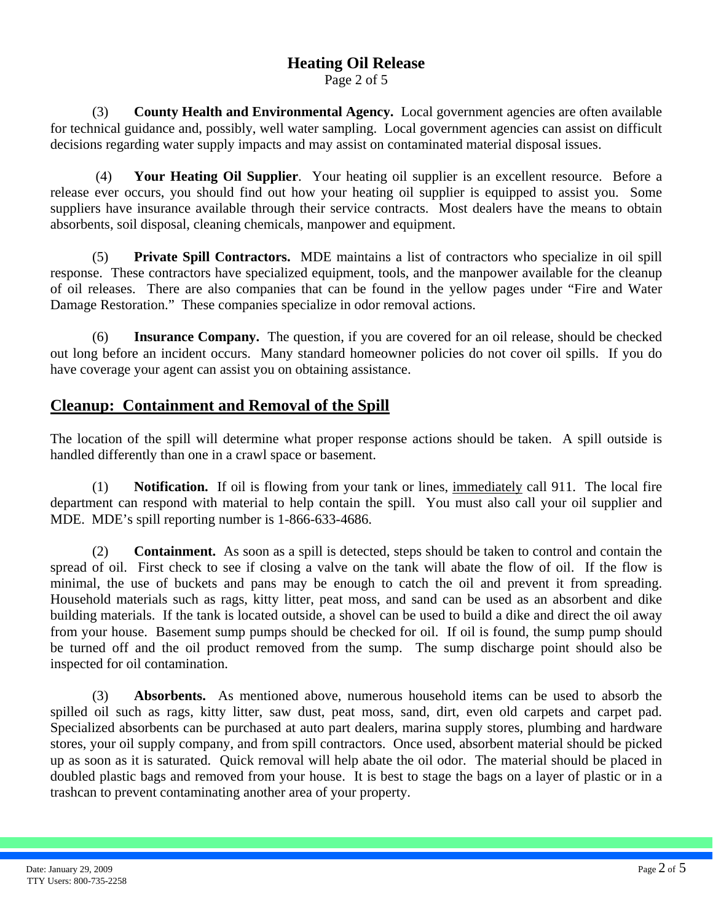(3) **County Health and Environmental Agency.** Local government agencies are often available for technical guidance and, possibly, well water sampling. Local government agencies can assist on difficult decisions regarding water supply impacts and may assist on contaminated material disposal issues.

(4) **Your Heating Oil Supplier**. Your heating oil supplier is an excellent resource. Before a release ever occurs, you should find out how your heating oil supplier is equipped to assist you. Some suppliers have insurance available through their service contracts. Most dealers have the means to obtain absorbents, soil disposal, cleaning chemicals, manpower and equipment.

(5) **Private Spill Contractors.** MDE maintains a list of contractors who specialize in oil spill response. These contractors have specialized equipment, tools, and the manpower available for the cleanup of oil releases. There are also companies that can be found in the yellow pages under "Fire and Water Damage Restoration." These companies specialize in odor removal actions.

(6) **Insurance Company.** The question, if you are covered for an oil release, should be checked out long before an incident occurs. Many standard homeowner policies do not cover oil spills. If you do have coverage your agent can assist you on obtaining assistance.

## Cleanup: Containment and Removal of the Spill

The location of the spill will determine what proper response actions should be taken. A spill outside is handled differently than one in a crawl space or basement.

(1) **Notification.** If oil is flowing from your tank or lines, immediately call 911. The local fire department can respond with material to help contain the spill. You must also call your oil supplier and MDE. MDE's spill reporting number is 1-866-633-4686.

(2) **Containment.** As soon as a spill is detected, steps should be taken to control and contain the spread of oil. First check to see if closing a valve on the tank will abate the flow of oil. If the flow is minimal, the use of buckets and pans may be enough to catch the oil and prevent it from spreading. Household materials such as rags, kitty litter, peat moss, and sand can be used as an absorbent and dike building materials. If the tank is located outside, a shovel can be used to build a dike and direct the oil away from your house. Basement sump pumps should be checked for oil. If oil is found, the sump pump should be turned off and the oil product removed from the sump. The sump discharge point should also be inspected for oil contamination.

(3) **Absorbents.** As mentioned above, numerous household items can be used to absorb the spilled oil such as rags, kitty litter, saw dust, peat moss, sand, dirt, even old carpets and carpet pad. Specialized absorbents can be purchased at auto part dealers, marina supply stores, plumbing and hardware stores, your oil supply company, and from spill contractors. Once used, absorbent material should be picked up as soon as it is saturated. Quick removal will help abate the oil odor. The material should be placed in doubled plastic bags and removed from your house. It is best to stage the bags on a layer of plastic or in a trashcan to prevent contaminating another area of your property.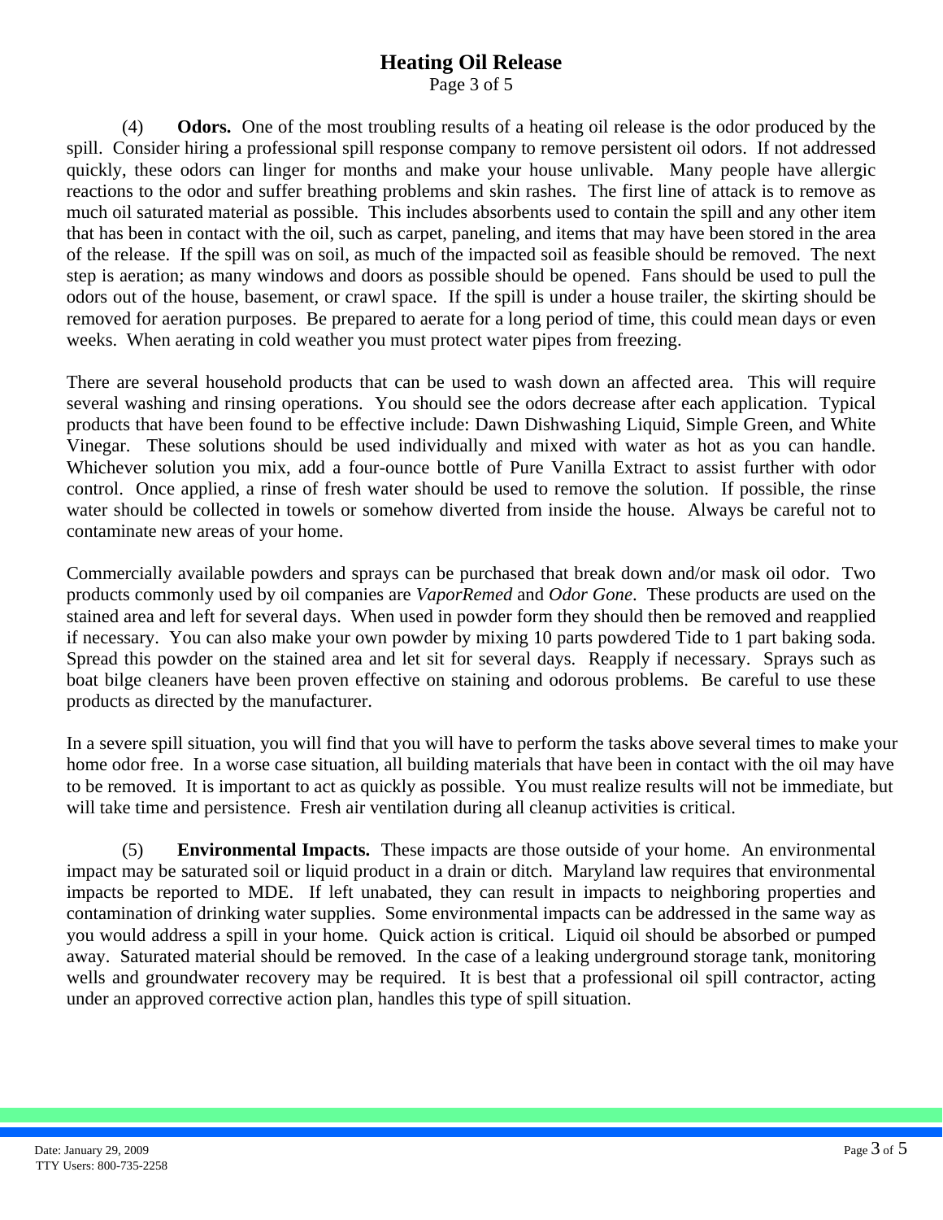(4) **Odors.** One of the most troubling results of a heating oil release is the odor produced by the spill. Consider hiring a professional spill response company to remove persistent oil odors. If not addressed quickly, these odors can linger for months and make your house unlivable. Many people have allergic reactions to the odor and suffer breathing problems and skin rashes. The first line of attack is to remove as much oil saturated material as possible. This includes absorbents used to contain the spill and any other item that has been in contact with the oil, such as carpet, paneling, and items that may have been stored in the area of the release. If the spill was on soil, as much of the impacted soil as feasible should be removed. The next step is aeration; as many windows and doors as possible should be opened. Fans should be used to pull the odors out of the house, basement, or crawl space. If the spill is under a house trailer, the skirting should be removed for aeration purposes. Be prepared to aerate for a long period of time, this could mean days or even weeks. When aerating in cold weather you must protect water pipes from freezing.

There are several household products that can be used to wash down an affected area. This will require several washing and rinsing operations. You should see the odors decrease after each application. Typical products that have been found to be effective include: Dawn Dishwashing Liquid, Simple Green, and White Vinegar. These solutions should be used individually and mixed with water as hot as you can handle. Whichever solution you mix, add a four-ounce bottle of Pure Vanilla Extract to assist further with odor control. Once applied, a rinse of fresh water should be used to remove the solution. If possible, the rinse water should be collected in towels or somehow diverted from inside the house. Always be careful not to contaminate new areas of your home.

Commercially available powders and sprays can be purchased that break down and/or mask oil odor. Two products commonly used by oil companies are *VaporRemed* and *Odor Gone*. These products are used on the stained area and left for several days. When used in powder form they should then be removed and reapplied if necessary. You can also make your own powder by mixing 10 parts powdered Tide to 1 part baking soda. Spread this powder on the stained area and let sit for several days. Reapply if necessary. Sprays such as boat bilge cleaners have been proven effective on staining and odorous problems. Be careful to use these products as directed by the manufacturer.

In a severe spill situation, you will find that you will have to perform the tasks above several times to make your home odor free. In a worse case situation, all building materials that have been in contact with the oil may have to be removed. It is important to act as quickly as possible. You must realize results will not be immediate, but will take time and persistence. Fresh air ventilation during all cleanup activities is critical.

(5) **Environmental Impacts.** These impacts are those outside of your home. An environmental impact may be saturated soil or liquid product in a drain or ditch. Maryland law requires that environmental impacts be reported to MDE. If left unabated, they can result in impacts to neighboring properties and contamination of drinking water supplies. Some environmental impacts can be addressed in the same way as you would address a spill in your home. Quick action is critical. Liquid oil should be absorbed or pumped away. Saturated material should be removed. In the case of a leaking underground storage tank, monitoring wells and groundwater recovery may be required. It is best that a professional oil spill contractor, acting under an approved corrective action plan, handles this type of spill situation.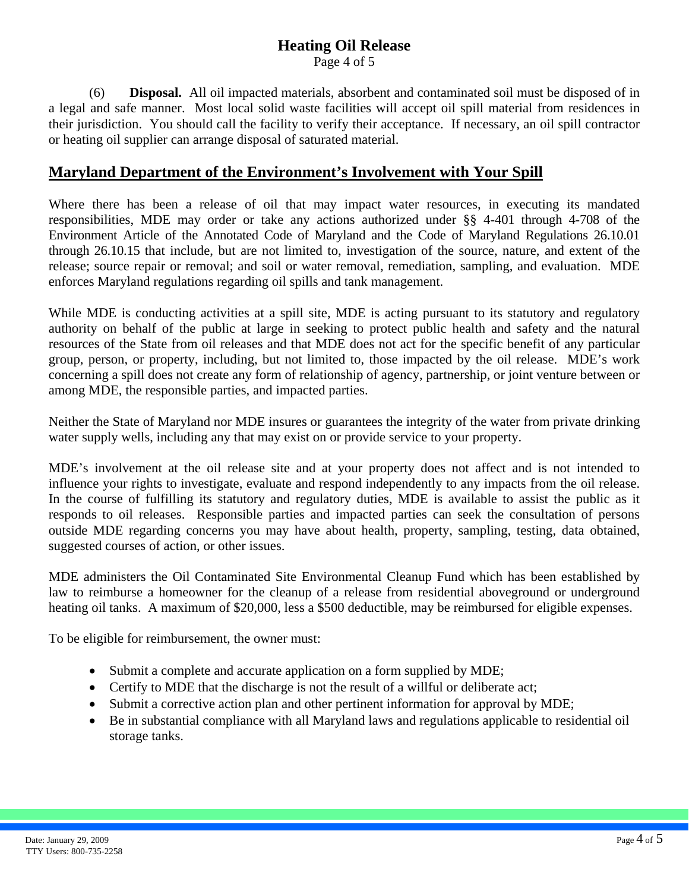(6) **Disposal.** All oil impacted materials, absorbent and contaminated soil must be disposed of in a legal and safe manner. Most local solid waste facilities will accept oil spill material from residences in their jurisdiction. You should call the facility to verify their acceptance. If necessary, an oil spill contractor or heating oil supplier can arrange disposal of saturated material.

## Maryland Department of the Environment's Involvement with Your Spill

Where there has been a release of oil that may impact water resources, in executing its mandated responsibilities, MDE may order or take any actions authorized under §§ 4-401 through 4-708 of the Environment Article of the Annotated Code of Maryland and the Code of Maryland Regulations 26.10.01 through 26.10.15 that include, but are not limited to, investigation of the source, nature, and extent of the release; source repair or removal; and soil or water removal, remediation, sampling, and evaluation. MDE enforces Maryland regulations regarding oil spills and tank management.

While MDE is conducting activities at a spill site, MDE is acting pursuant to its statutory and regulatory authority on behalf of the public at large in seeking to protect public health and safety and the natural resources of the State from oil releases and that MDE does not act for the specific benefit of any particular group, person, or property, including, but not limited to, those impacted by the oil release. MDE's work concerning a spill does not create any form of relationship of agency, partnership, or joint venture between or among MDE, the responsible parties, and impacted parties.

Neither the State of Maryland nor MDE insures or guarantees the integrity of the water from private drinking water supply wells, including any that may exist on or provide service to your property.

MDE's involvement at the oil release site and at your property does not affect and is not intended to influence your rights to investigate, evaluate and respond independently to any impacts from the oil release. In the course of fulfilling its statutory and regulatory duties, MDE is available to assist the public as it responds to oil releases. Responsible parties and impacted parties can seek the consultation of persons outside MDE regarding concerns you may have about health, property, sampling, testing, data obtained, suggested courses of action, or other issues.

MDE administers the Oil Contaminated Site Environmental Cleanup Fund which has been established by law to reimburse a homeowner for the cleanup of a release from residential aboveground or underground heating oil tanks. A maximum of $20,000, less a $500 deductible, may be reimbursed for eligible expenses.

To be eligible for reimbursement, the owner must:

- Submit a complete and accurate application on a form supplied by MDE;
- Certify to MDE that the discharge is not the result of a willful or deliberate act;
- Submit a corrective action plan and other pertinent information for approval by MDE;
- Be in substantial compliance with all Maryland laws and regulations applicable to residential oil storage tanks.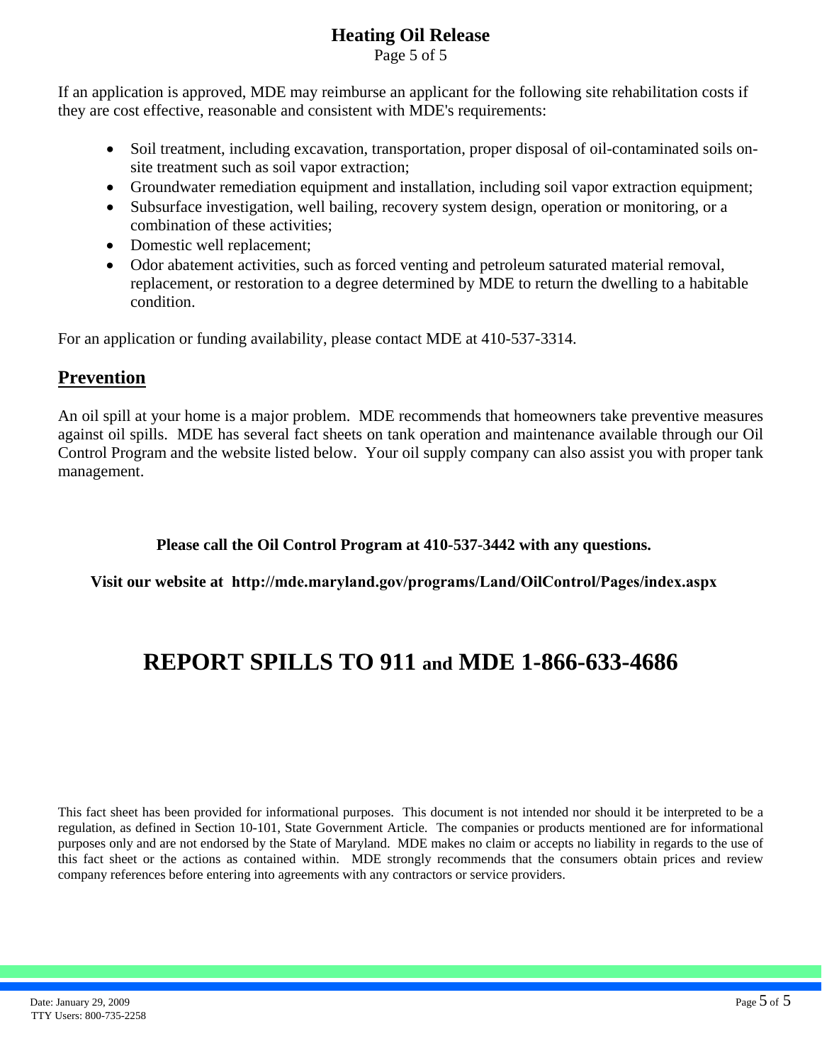If an application is approved, MDE may reimburse an applicant for the following site rehabilitation costs if they are cost effective, reasonable and consistent with MDE's requirements:

- Soil treatment, including excavation, transportation, proper disposal of oil-contaminated soils on-site treatment such as soil vapor extraction;
- Groundwater remediation equipment and installation, including soil vapor extraction equipment;
- Subsurface investigation, well bailing, recovery system design, operation or monitoring, or a combination of these activities;
- Domestic well replacement;
- Odor abatement activities, such as forced venting and petroleum saturated material removal, replacement, or restoration to a degree determined by MDE to return the dwelling to a habitable condition.

For an application or funding availability, please contact MDE at 410-537-3314.

## Prevention

An oil spill at your home is a major problem. MDE recommends that homeowners take preventive measures against oil spills. MDE has several fact sheets on tank operation and maintenance available through our Oil Control Program and the website listed below. Your oil supply company can also assist you with proper tank management.

**Please call the Oil Control Program at 410-537-3442 with any questions.**

**Visit our website at http://mde.maryland.gov/programs/Land/OilControl/Pages/index.aspx**

# REPORT SPILLS TO 911 and MDE 1-866-633-4686

This fact sheet has been provided for informational purposes. This document is not intended nor should it be interpreted to be a regulation, as defined in Section 10-101, State Government Article. The companies or products mentioned are for informational purposes only and are not endorsed by the State of Maryland. MDE makes no claim or accepts no liability in regards to the use of this fact sheet or the actions as contained within. MDE strongly recommends that the consumers obtain prices and review company references before entering into agreements with any contractors or service providers.

Date: January 29, 2009
TTY Users: 800-735-2258